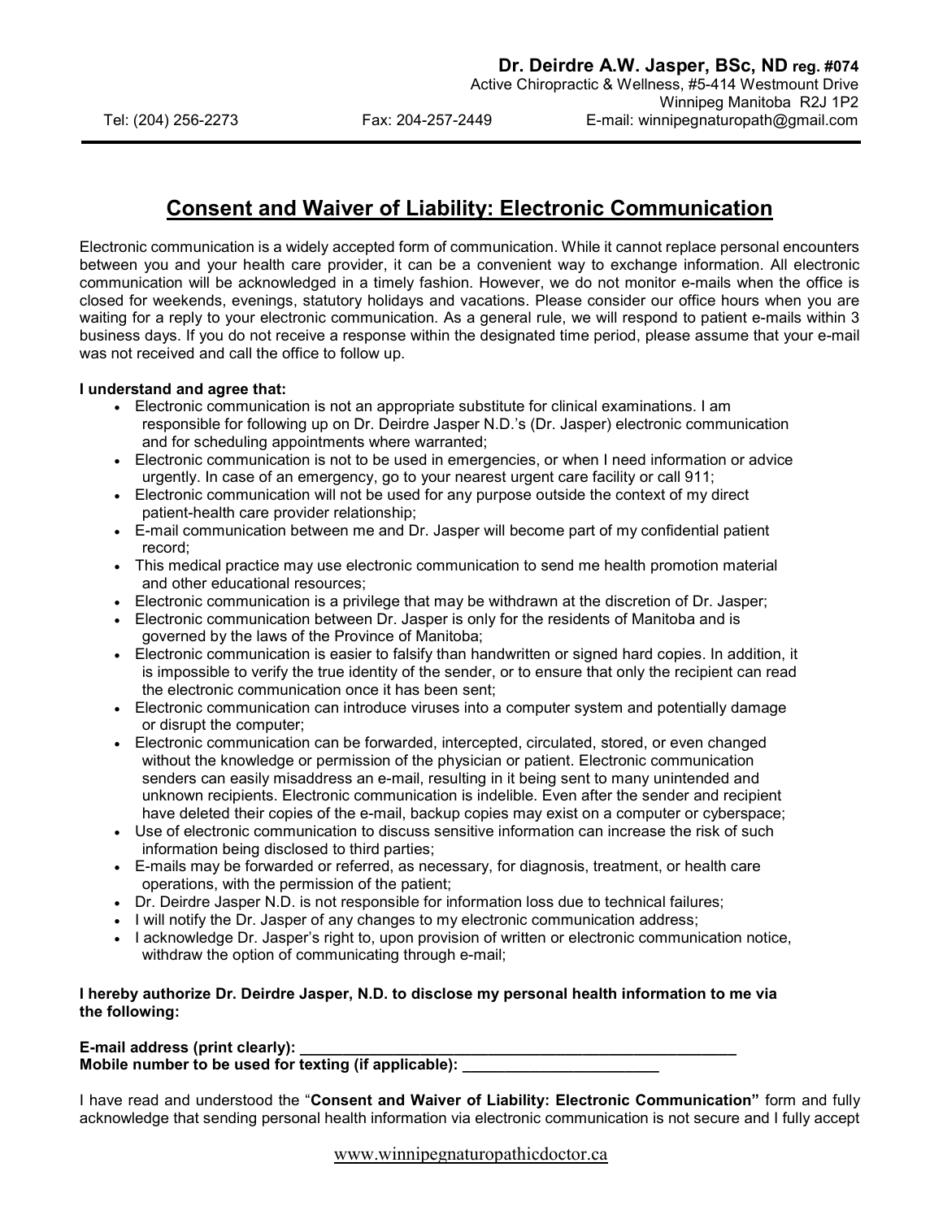**Dr. Deirdre A.W. Jasper, BSc, ND reg. #074**
Active Chiropractic & Wellness, #5-414 Westmount Drive
Winnipeg Manitoba R2J 1P2

Tel: (204) 256-2273 Fax: 204-257-2449 E-mail: winnipegnaturopath@gmail.com

# Consent and Waiver of Liability: Electronic Communication

Electronic communication is a widely accepted form of communication. While it cannot replace personal encounters between you and your health care provider, it can be a convenient way to exchange information. All electronic communication will be acknowledged in a timely fashion. However, we do not monitor e-mails when the office is closed for weekends, evenings, statutory holidays and vacations. Please consider our office hours when you are waiting for a reply to your electronic communication. As a general rule, we will respond to patient e-mails within 3 business days. If you do not receive a response within the designated time period, please assume that your e-mail was not received and call the office to follow up.

**I understand and agree that:**

- Electronic communication is not an appropriate substitute for clinical examinations. I am responsible for following up on Dr. Deirdre Jasper N.D.'s (Dr. Jasper) electronic communication and for scheduling appointments where warranted;
- Electronic communication is not to be used in emergencies, or when I need information or advice urgently. In case of an emergency, go to your nearest urgent care facility or call 911;
- Electronic communication will not be used for any purpose outside the context of my direct patient-health care provider relationship;
- E-mail communication between me and Dr. Jasper will become part of my confidential patient record;
- This medical practice may use electronic communication to send me health promotion material and other educational resources;
- Electronic communication is a privilege that may be withdrawn at the discretion of Dr. Jasper;
- Electronic communication between Dr. Jasper is only for the residents of Manitoba and is governed by the laws of the Province of Manitoba;
- Electronic communication is easier to falsify than handwritten or signed hard copies. In addition, it is impossible to verify the true identity of the sender, or to ensure that only the recipient can read the electronic communication once it has been sent;
- Electronic communication can introduce viruses into a computer system and potentially damage or disrupt the computer;
- Electronic communication can be forwarded, intercepted, circulated, stored, or even changed without the knowledge or permission of the physician or patient. Electronic communication senders can easily misaddress an e-mail, resulting in it being sent to many unintended and unknown recipients. Electronic communication is indelible. Even after the sender and recipient have deleted their copies of the e-mail, backup copies may exist on a computer or cyberspace;
- Use of electronic communication to discuss sensitive information can increase the risk of such information being disclosed to third parties;
- E-mails may be forwarded or referred, as necessary, for diagnosis, treatment, or health care operations, with the permission of the patient;
- Dr. Deirdre Jasper N.D. is not responsible for information loss due to technical failures;
- I will notify the Dr. Jasper of any changes to my electronic communication address;
- I acknowledge Dr. Jasper's right to, upon provision of written or electronic communication notice, withdraw the option of communicating through e-mail;

**I hereby authorize Dr. Deirdre Jasper, N.D. to disclose my personal health information to me via the following:**

**E-mail address (print clearly): \_\_\_\_\_\_\_\_\_\_\_\_\_\_\_\_\_\_\_\_\_\_\_\_\_\_\_\_\_\_\_\_\_\_\_\_\_\_\_\_\_\_\_\_\_\_\_\_\_\_\_\_**
**Mobile number to be used for texting (if applicable): \_\_\_\_\_\_\_\_\_\_\_\_\_\_\_\_\_\_\_\_\_\_\_\_**

I have read and understood the "**Consent and Waiver of Liability: Electronic Communication"** form and fully acknowledge that sending personal health information via electronic communication is not secure and I fully accept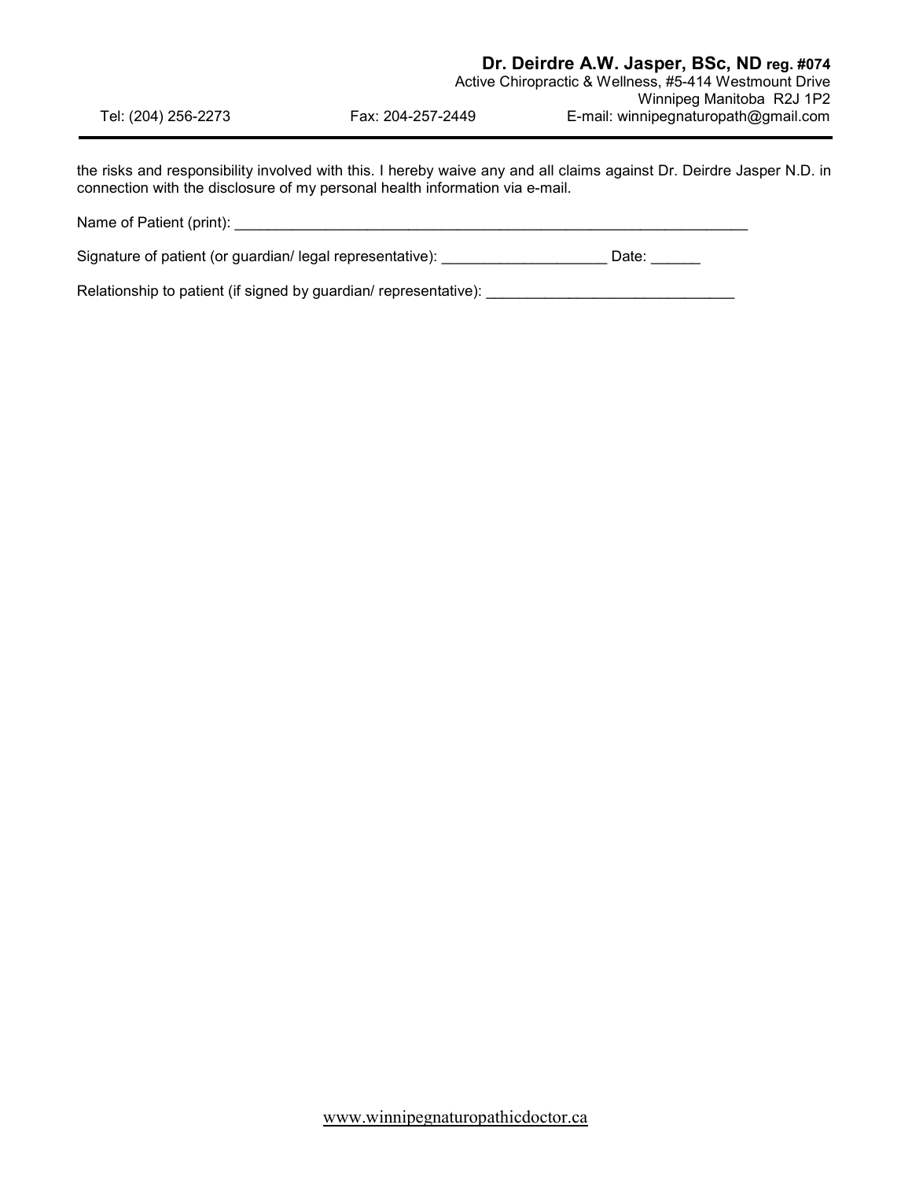the risks and responsibility involved with this. I hereby waive any and all claims against Dr. Deirdre Jasper N.D. in connection with the disclosure of my personal health information via e-mail.

Name of Patient (print): ________________________________________________________________

Signature of patient (or guardian/ legal representative): ____________________ Date: ______

Relationship to patient (if signed by guardian/ representative): ______________________________